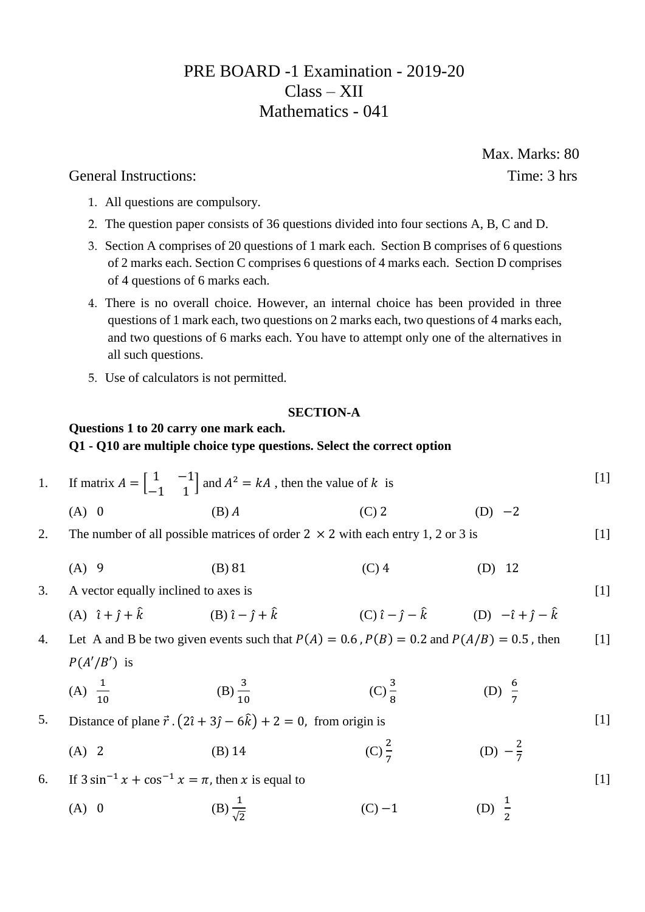# PRE BOARD -1 Examination - 2019-20
## Class – XII
## Mathematics - 041

Max. Marks: 80

General Instructions: Time: 3 hrs

1. All questions are compulsory.
2. The question paper consists of 36 questions divided into four sections A, B, C and D.
3. Section A comprises of 20 questions of 1 mark each. Section B comprises of 6 questions of 2 marks each. Section C comprises 6 questions of 4 marks each. Section D comprises of 4 questions of 6 marks each.
4. There is no overall choice. However, an internal choice has been provided in three questions of 1 mark each, two questions on 2 marks each, two questions of 4 marks each, and two questions of 6 marks each. You have to attempt only one of the alternatives in all such questions.
5. Use of calculators is not permitted.

### SECTION-A

**Questions 1 to 20 carry one mark each.**

**Q1 - Q10 are multiple choice type questions. Select the correct option**

1. If matrix $A = \begin{bmatrix} 1 & -1 \\ -1 & 1 \end{bmatrix}$ and $A^2 = kA$ , then the value of $k$ is [1]

   (A) 0 (B) $A$ (C) 2 (D) $-2$

2. The number of all possible matrices of order $2 \times 2$ with each entry 1, 2 or 3 is [1]

   (A) 9 (B) 81 (C) 4 (D) 12

3. A vector equally inclined to axes is [1]

   (A) $\hat{\imath} + \hat{\jmath} + \hat{k}$ (B) $\hat{\imath} - \hat{\jmath} + \hat{k}$ (C) $\hat{\imath} - \hat{\jmath} - \hat{k}$ (D) $-\hat{\imath} + \hat{\jmath} - \hat{k}$

4. Let A and B be two given events such that $P(A) = 0.6$ , $P(B) = 0.2$ and $P(A/B) = 0.5$ , then $P(A'/B')$ is [1]

   (A) $\frac{1}{10}$ (B) $\frac{3}{10}$ (C) $\frac{3}{8}$ (D) $\frac{6}{7}$

5. Distance of plane $\vec{r} \,.\, (2\hat{\imath} + 3\hat{\jmath} - 6\hat{k}) + 2 = 0$, from origin is [1]

   (A) 2 (B) 14 (C) $\frac{2}{7}$ (D) $-\frac{2}{7}$

6. If $3\sin^{-1} x + \cos^{-1} x = \pi$, then $x$ is equal to [1]

   (A) 0 (B) $\frac{1}{\sqrt{2}}$ (C) $-1$ (D) $\frac{1}{2}$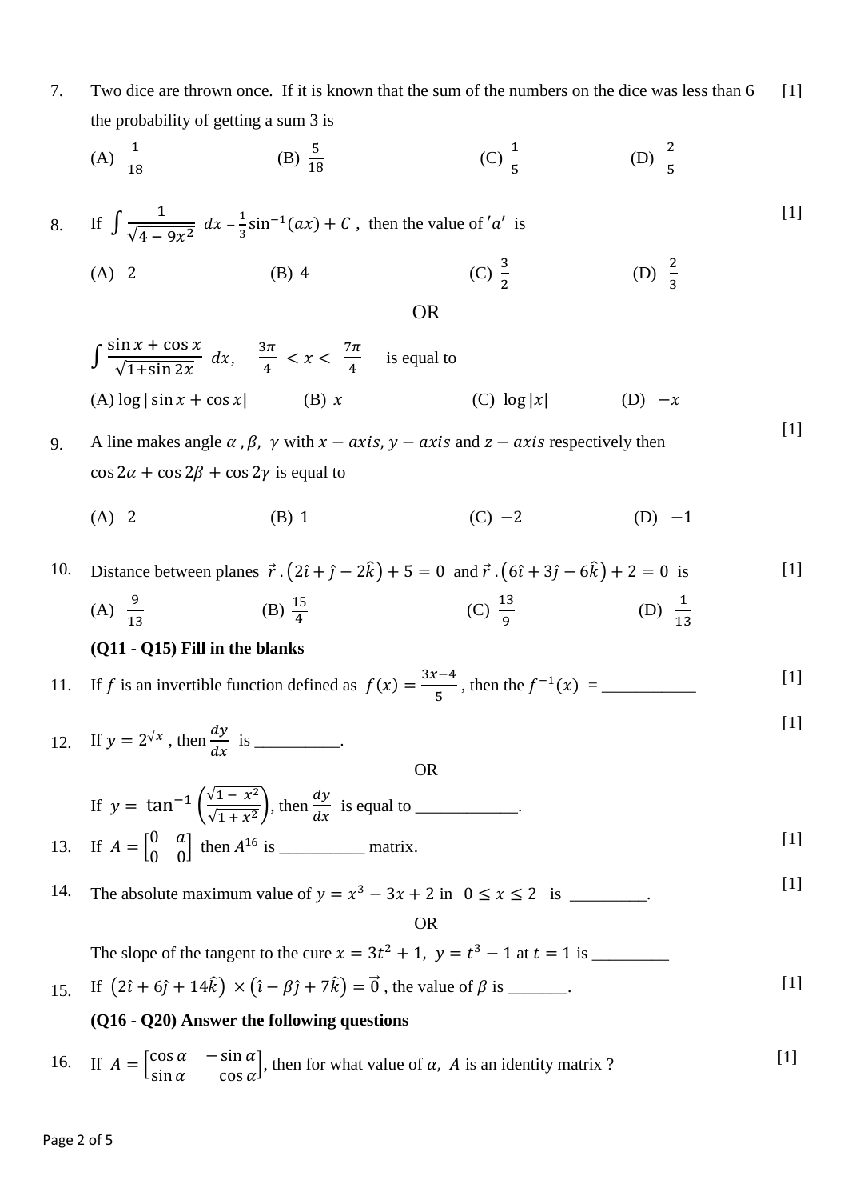7. Two dice are thrown once. If it is known that the sum of the numbers on the dice was less than 6 the probability of getting a sum 3 is [1]

(A) $\frac{1}{18}$ (B) $\frac{5}{18}$ (C) $\frac{1}{5}$ (D) $\frac{2}{5}$

8. If $\int \frac{1}{\sqrt{4-9x^2}}\ dx = \frac{1}{3}\sin^{-1}(ax) + C$, then the value of $'a'$ is [1]

(A) 2 (B) 4 (C) $\frac{3}{2}$ (D) $\frac{2}{3}$

OR

$\int \frac{\sin x + \cos x}{\sqrt{1+\sin 2x}}\ dx$, $\frac{3\pi}{4} < x < \frac{7\pi}{4}$ is equal to

(A) $\log|\sin x + \cos x|$ (B) $x$ (C) $\log|x|$ (D) $-x$

9. A line makes angle $\alpha, \beta, \gamma$ with $x-axis, y-axis$ and $z-axis$ respectively then $\cos 2\alpha + \cos 2\beta + \cos 2\gamma$ is equal to [1]

(A) 2 (B) 1 (C) $-2$ (D) $-1$

10. Distance between planes $\vec{r}.(2\hat{i}+\hat{j}-2\hat{k})+5=0$ and $\vec{r}.(6\hat{i}+3\hat{j}-6\hat{k})+2=0$ is [1]

(A) $\frac{9}{13}$ (B) $\frac{15}{4}$ (C) $\frac{13}{9}$ (D) $\frac{1}{13}$

**(Q11 - Q15) Fill in the blanks**

11. If $f$ is an invertible function defined as $f(x) = \frac{3x-4}{5}$, then the $f^{-1}(x)$ = ___________ [1]

12. If $y = 2^{\sqrt{x}}$, then $\frac{dy}{dx}$ is __________. [1]

OR

If $y = \tan^{-1}\left(\frac{\sqrt{1-x^2}}{\sqrt{1+x^2}}\right)$, then $\frac{dy}{dx}$ is equal to ____________.

13. If $A = \begin{bmatrix} 0 & a \\ 0 & 0 \end{bmatrix}$ then $A^{16}$ is __________ matrix. [1]

14. The absolute maximum value of $y = x^3 - 3x + 2$ in $0 \le x \le 2$ is _________. [1]

OR

The slope of the tangent to the cure $x = 3t^2 + 1,\ y = t^3 - 1$ at $t = 1$ is _________

15. If $(2\hat{i}+6\hat{j}+14\hat{k}) \times (\hat{i}-\beta\hat{j}+7\hat{k}) = \vec{0}$, the value of $\beta$ is _______. [1]

**(Q16 - Q20) Answer the following questions**

16. If $A = \begin{bmatrix} \cos\alpha & -\sin\alpha \\ \sin\alpha & \cos\alpha \end{bmatrix}$, then for what value of $\alpha$, $A$ is an identity matrix ? [1]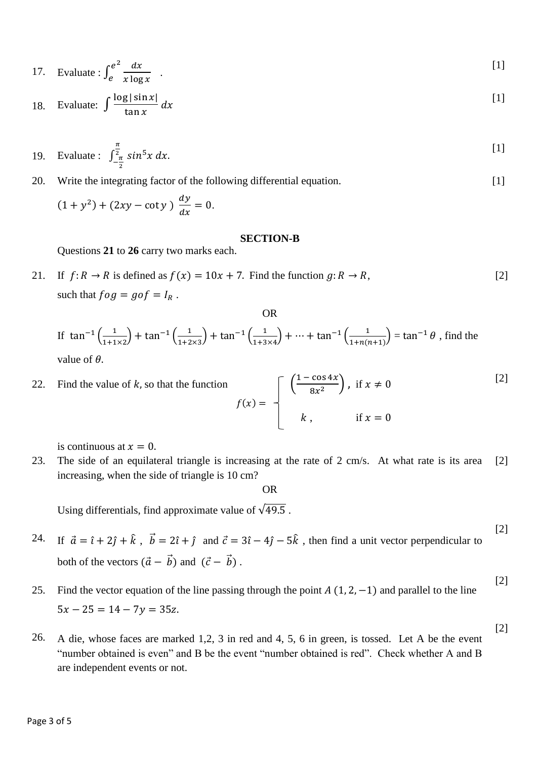17. Evaluate : $\int_{e}^{e^2} \frac{dx}{x \log x}$ . [1]

18. Evaluate: $\int \frac{\log|\sin x|}{\tan x}\, dx$ [1]

19. Evaluate : $\int_{-\frac{\pi}{2}}^{\frac{\pi}{2}} sin^5 x\, dx.$ [1]

20. Write the integrating factor of the following differential equation. [1]

$(1 + y^2) + (2xy - \cot y\,)\ \frac{dy}{dx} = 0.$

## SECTION-B

Questions **21** to **26** carry two marks each.

21. If $f: R \to R$ is defined as $f(x) = 10x + 7.$ Find the function $g: R \to R,$ such that $fog = gof = I_R$ . [2]

OR

If $\tan^{-1}\left(\frac{1}{1+1\times 2}\right) + \tan^{-1}\left(\frac{1}{1+2\times 3}\right) + \tan^{-1}\left(\frac{1}{1+3\times 4}\right) + \cdots + \tan^{-1}\left(\frac{1}{1+n(n+1)}\right) = \tan^{-1}\theta$ , find the value of $\theta$.

22. Find the value of $k,$ so that the function [2]

$$f(x) = \begin{cases} \left(\frac{1-\cos 4x}{8x^2}\right), & \text{if } x \neq 0 \\ k\ , & \text{if } x = 0 \end{cases}$$

is continuous at $x = 0.$

23. The side of an equilateral triangle is increasing at the rate of 2 cm/s. At what rate is its area increasing, when the side of triangle is 10 cm? [2]

OR

Using differentials, find approximate value of $\sqrt{49.5}$ .

24. If $\vec{a} = \hat{\imath} + 2\hat{\jmath} + \hat{k}$ , $\vec{b} = 2\hat{\imath} + \hat{\jmath}$ and $\vec{c} = 3\hat{\imath} - 4\hat{\jmath} - 5\hat{k}$ , then find a unit vector perpendicular to both of the vectors $(\vec{a} - \vec{b})$ and $(\vec{c} - \vec{b})$ . [2]

25. Find the vector equation of the line passing through the point $A\ (1, 2, -1)$ and parallel to the line $5x - 25 = 14 - 7y = 35z.$ [2]

26. A die, whose faces are marked 1,2, 3 in red and 4, 5, 6 in green, is tossed. Let A be the event "number obtained is even" and B be the event "number obtained is red". Check whether A and B are independent events or not. [2]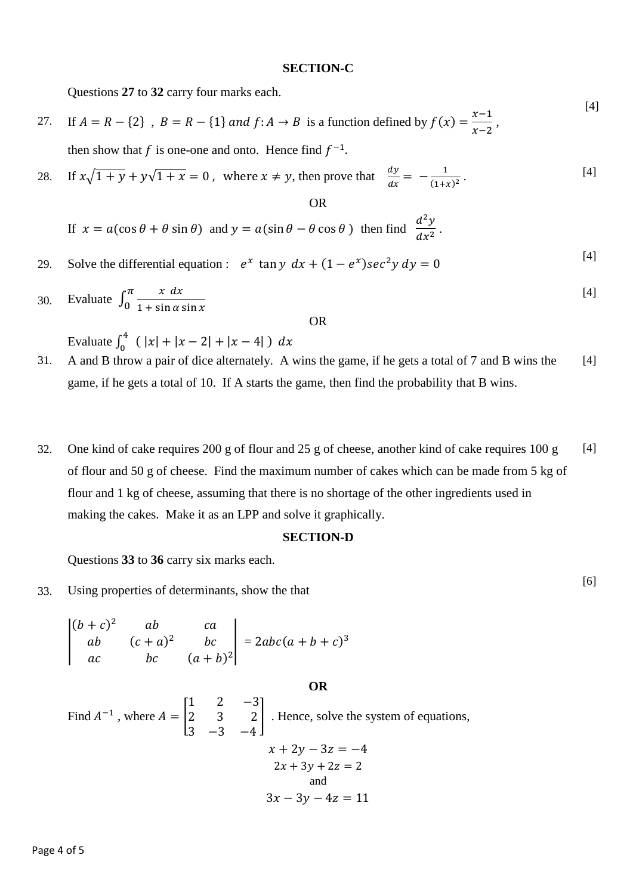## SECTION-C

Questions **27** to **32** carry four marks each.

27. If $A = R - \{2\}$ , $B = R - \{1\}$ *and* $f: A \to B$ is a function defined by $f(x) = \frac{x-1}{x-2}$ , then show that $f$ is one-one and onto. Hence find $f^{-1}$. [4]

28. If $x\sqrt{1+y} + y\sqrt{1+x} = 0$ , where $x \neq y$, then prove that $\frac{dy}{dx} = -\frac{1}{(1+x)^2}$ . [4]

OR

If $x = a(\cos\theta + \theta\sin\theta)$ and $y = a(\sin\theta - \theta\cos\theta)$ then find $\frac{d^2y}{dx^2}$ .

29. Solve the differential equation : $e^x \tan y \; dx + (1 - e^x)sec^2 y \; dy = 0$ [4]

30. Evaluate $\int_0^{\pi} \frac{x \; dx}{1 + \sin\alpha \sin x}$ [4]

OR

Evaluate $\int_0^4 \left( |x| + |x-2| + |x-4| \right) \, dx$

31. A and B throw a pair of dice alternately. A wins the game, if he gets a total of 7 and B wins the game, if he gets a total of 10. If A starts the game, then find the probability that B wins. [4]

32. One kind of cake requires 200 g of flour and 25 g of cheese, another kind of cake requires 100 g of flour and 50 g of cheese. Find the maximum number of cakes which can be made from 5 kg of flour and 1 kg of cheese, assuming that there is no shortage of the other ingredients used in making the cakes. Make it as an LPP and solve it graphically. [4]

## SECTION-D

Questions **33** to **36** carry six marks each.

33. Using properties of determinants, show the that [6]

$$\begin{vmatrix} (b+c)^2 & ab & ca \\ ab & (c+a)^2 & bc \\ ac & bc & (a+b)^2 \end{vmatrix} = 2abc(a+b+c)^3$$

**OR**

Find $A^{-1}$ , where $A = \begin{bmatrix} 1 & 2 & -3 \\ 2 & 3 & 2 \\ 3 & -3 & -4 \end{bmatrix}$ . Hence, solve the system of equations,

$$x + 2y - 3z = -4$$
$$2x + 3y + 2z = 2$$
and
$$3x - 3y - 4z = 11$$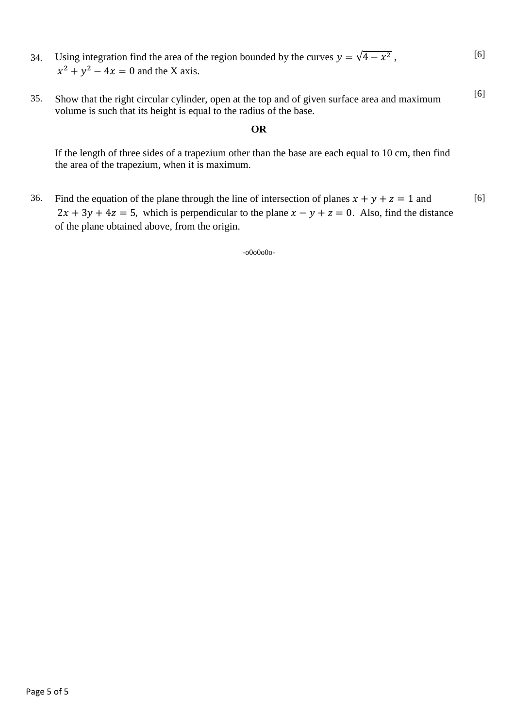34. Using integration find the area of the region bounded by the curves $y = \sqrt{4 - x^2}$, $x^2 + y^2 - 4x = 0$ and the X axis. [6]

35. Show that the right circular cylinder, open at the top and of given surface area and maximum volume is such that its height is equal to the radius of the base. [6]

**OR**

If the length of three sides of a trapezium other than the base are each equal to 10 cm, then find the area of the trapezium, when it is maximum.

36. Find the equation of the plane through the line of intersection of planes $x + y + z = 1$ and $2x + 3y + 4z = 5$, which is perpendicular to the plane $x - y + z = 0$. Also, find the distance of the plane obtained above, from the origin. [6]

-o0o0o0o-